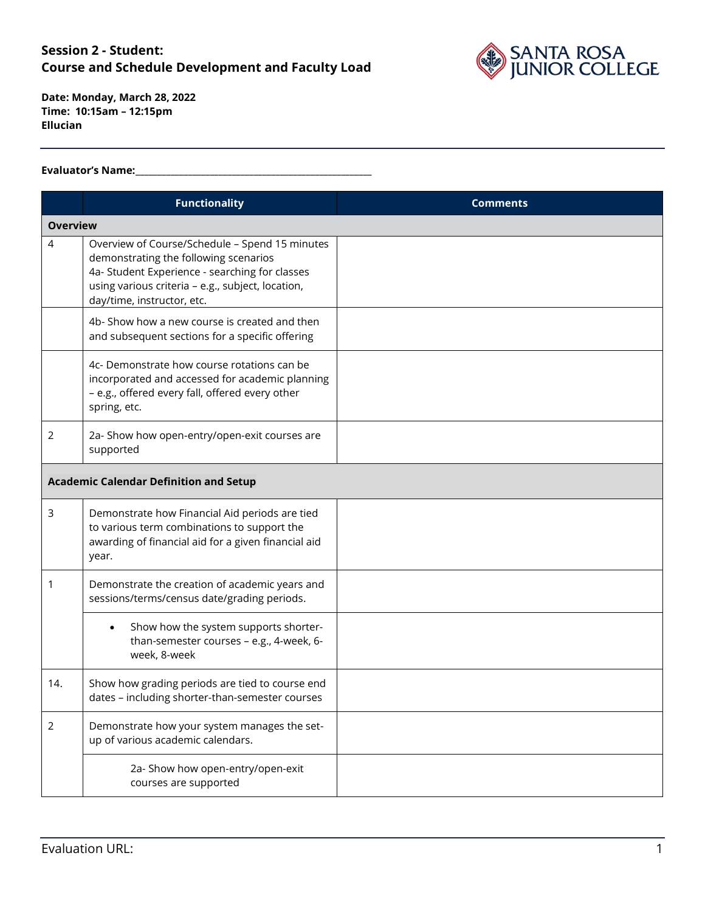**Session 2 - Student:**
**Course and Schedule Development and Faculty Load**

**Date: Monday, March 28, 2022**
**Time: 10:15am – 12:15pm**
**Ellucian**

**Evaluator's Name:**\_\_\_\_\_\_\_\_\_\_\_\_\_\_\_\_\_\_\_\_\_\_\_\_\_\_\_\_\_\_\_\_\_\_\_\_\_\_\_\_\_\_\_\_

| | Functionality | Comments |
|---|---|---|
| **Overview** | | |
| 4 | Overview of Course/Schedule – Spend 15 minutes demonstrating the following scenarios<br>4a- Student Experience - searching for classes using various criteria – e.g., subject, location, day/time, instructor, etc. | |
| | 4b- Show how a new course is created and then and subsequent sections for a specific offering | |
| | 4c- Demonstrate how course rotations can be incorporated and accessed for academic planning – e.g., offered every fall, offered every other spring, etc. | |
| 2 | 2a- Show how open-entry/open-exit courses are supported | |
| **Academic Calendar Definition and Setup** | | |
| 3 | Demonstrate how Financial Aid periods are tied to various term combinations to support the awarding of financial aid for a given financial aid year. | |
| 1 | Demonstrate the creation of academic years and sessions/terms/census date/grading periods. | |
| | • Show how the system supports shorter-than-semester courses – e.g., 4-week, 6-week, 8-week | |
| 14. | Show how grading periods are tied to course end dates – including shorter-than-semester courses | |
| 2 | Demonstrate how your system manages the set-up of various academic calendars. | |
| | 2a- Show how open-entry/open-exit courses are supported | |

Evaluation URL: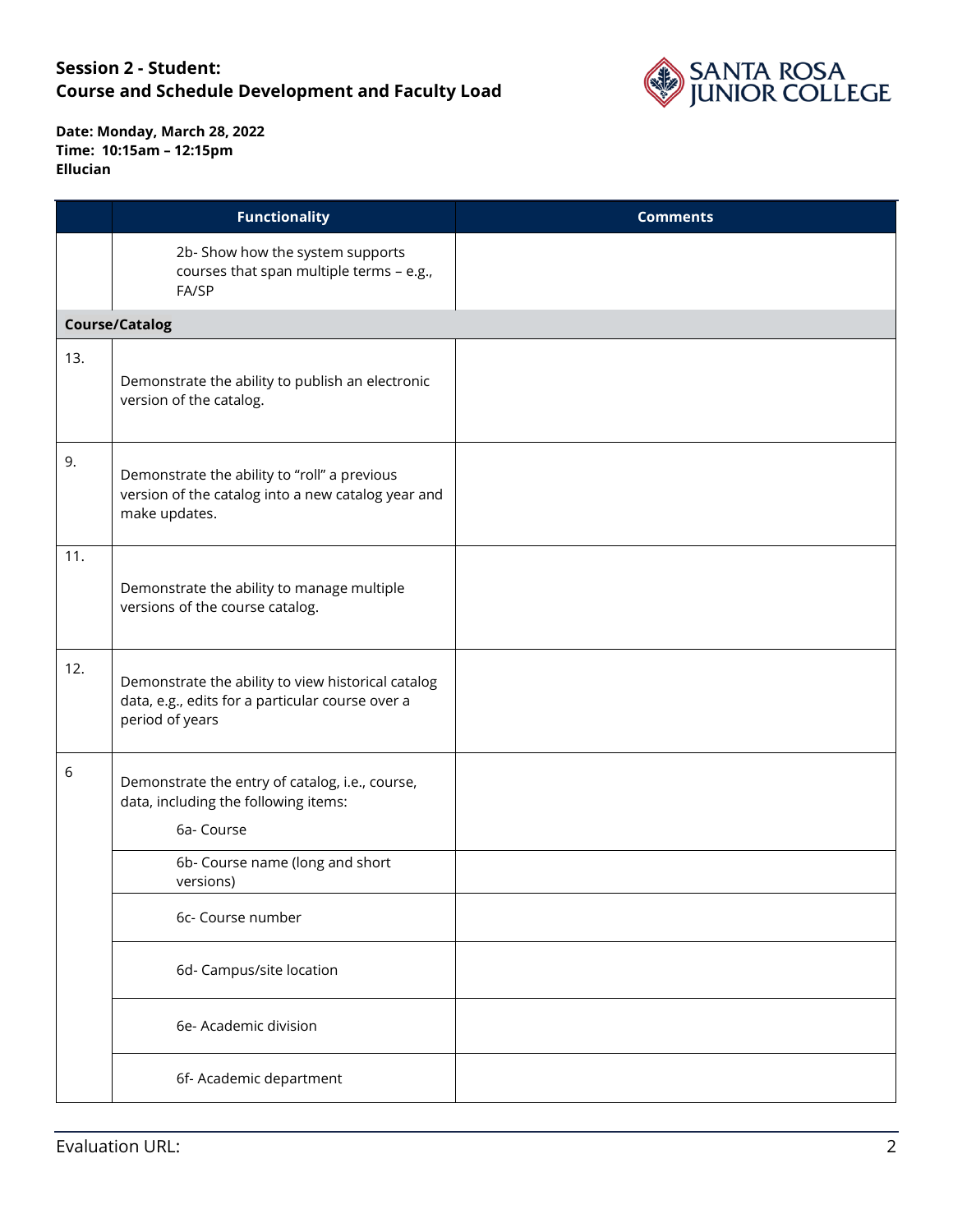## Session 2 - Student:
## Course and Schedule Development and Faculty Load

**Date: Monday, March 28, 2022**
**Time: 10:15am – 12:15pm**
**Ellucian**

| | Functionality | Comments |
|---|---|---|
| | 2b- Show how the system supports courses that span multiple terms – e.g., FA/SP | |
| **Course/Catalog** | | |
| 13. | Demonstrate the ability to publish an electronic version of the catalog. | |
| 9. | Demonstrate the ability to "roll" a previous version of the catalog into a new catalog year and make updates. | |
| 11. | Demonstrate the ability to manage multiple versions of the course catalog. | |
| 12. | Demonstrate the ability to view historical catalog data, e.g., edits for a particular course over a period of years | |
| 6 | Demonstrate the entry of catalog, i.e., course, data, including the following items:<br>6a- Course | |
| | 6b- Course name (long and short versions) | |
| | 6c- Course number | |
| | 6d- Campus/site location | |
| | 6e- Academic division | |
| | 6f- Academic department | |

Evaluation URL: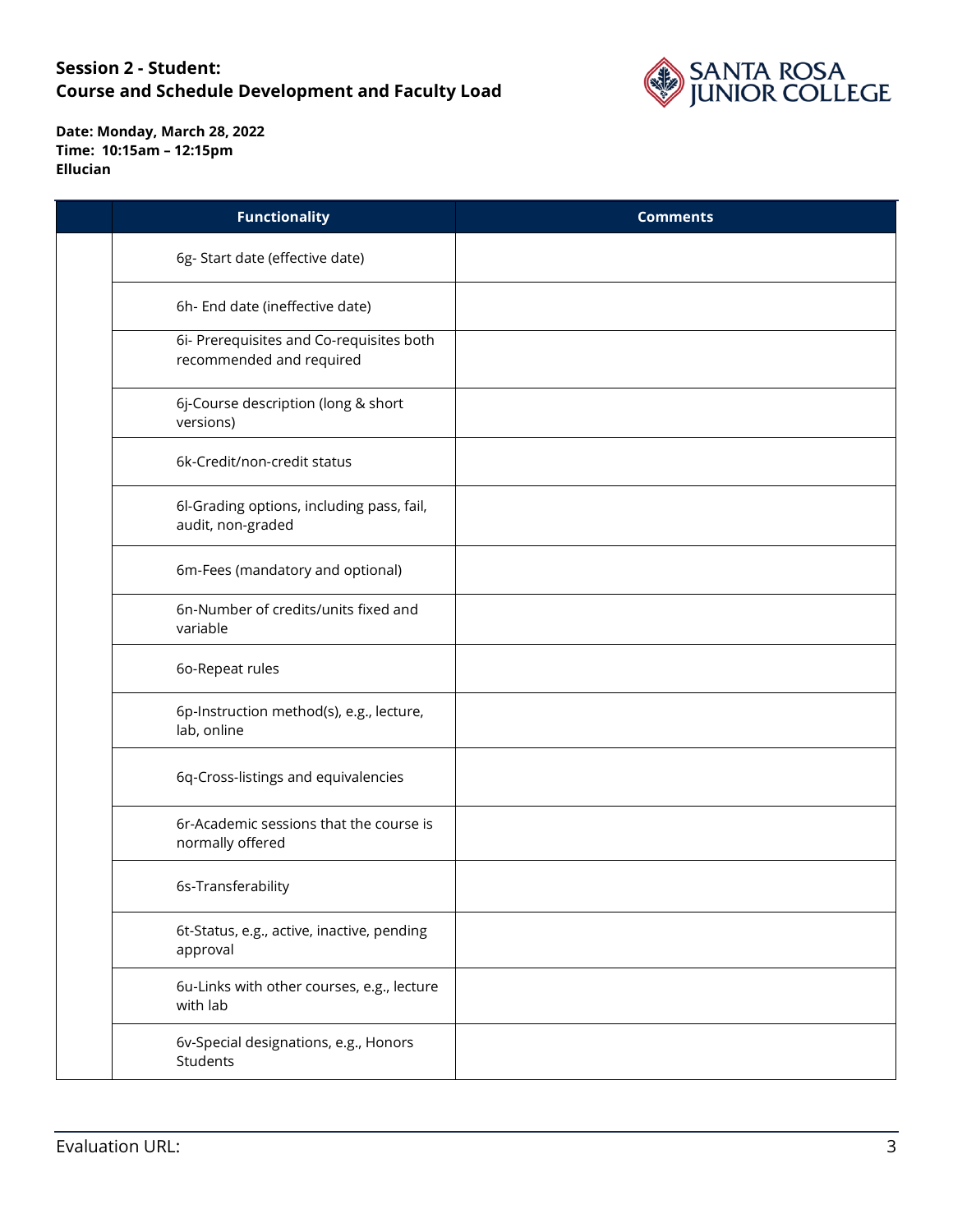**Session 2 - Student:**
**Course and Schedule Development and Faculty Load**

**Date: Monday, March 28, 2022**
**Time: 10:15am – 12:15pm**
**Ellucian**

| | Functionality | Comments |
|---|---|---|
| | 6g- Start date (effective date) | |
| | 6h- End date (ineffective date) | |
| | 6i- Prerequisites and Co-requisites both recommended and required | |
| | 6j-Course description (long & short versions) | |
| | 6k-Credit/non-credit status | |
| | 6l-Grading options, including pass, fail, audit, non-graded | |
| | 6m-Fees (mandatory and optional) | |
| | 6n-Number of credits/units fixed and variable | |
| | 6o-Repeat rules | |
| | 6p-Instruction method(s), e.g., lecture, lab, online | |
| | 6q-Cross-listings and equivalencies | |
| | 6r-Academic sessions that the course is normally offered | |
| | 6s-Transferability | |
| | 6t-Status, e.g., active, inactive, pending approval | |
| | 6u-Links with other courses, e.g., lecture with lab | |
| | 6v-Special designations, e.g., Honors Students | |

Evaluation URL: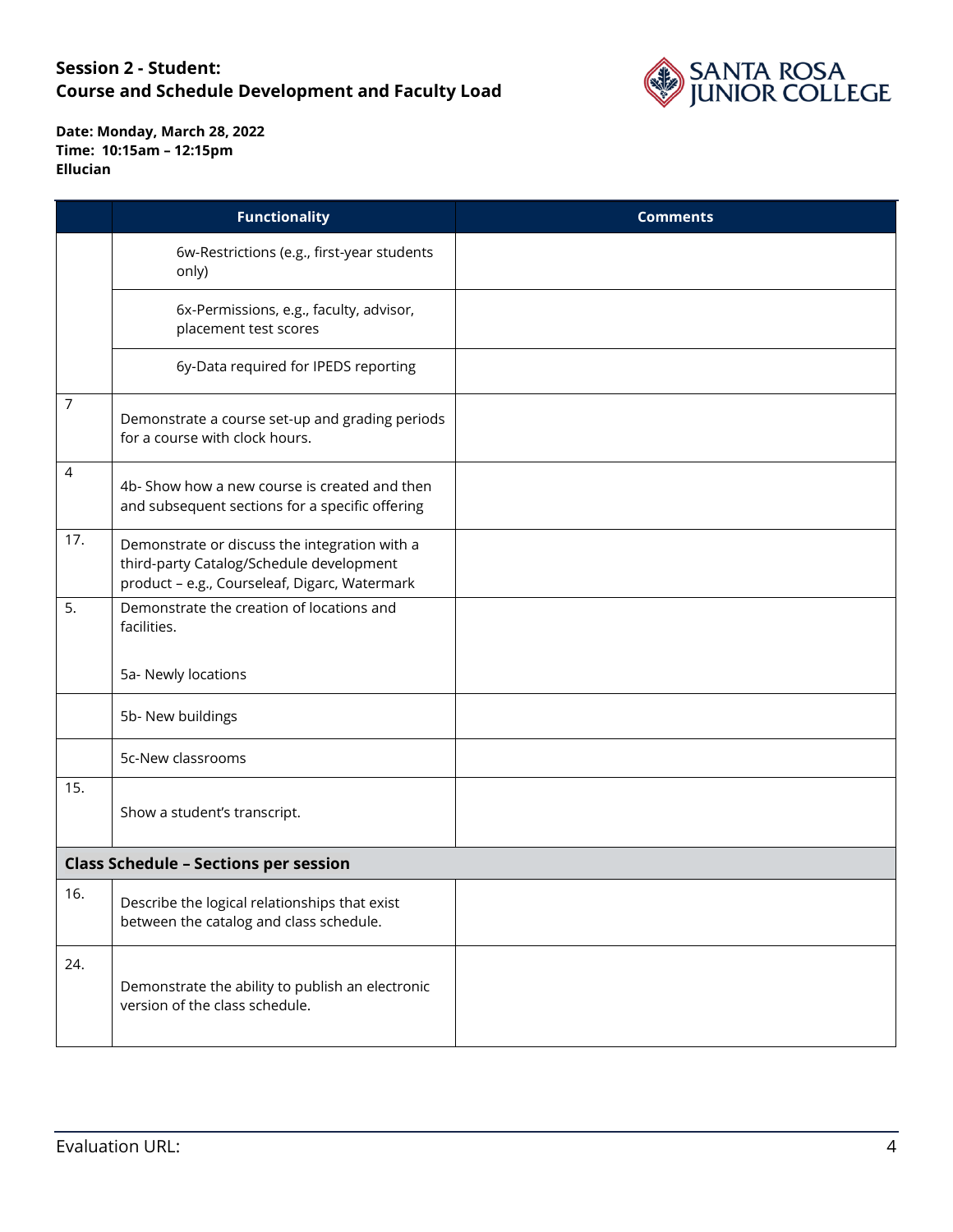## Session 2 - Student:
## Course and Schedule Development and Faculty Load

**Date: Monday, March 28, 2022**
**Time: 10:15am – 12:15pm**
**Ellucian**

| | Functionality | Comments |
|---|---|---|
| | 6w-Restrictions (e.g., first-year students only) | |
| | 6x-Permissions, e.g., faculty, advisor, placement test scores | |
| | 6y-Data required for IPEDS reporting | |
| 7 | Demonstrate a course set-up and grading periods for a course with clock hours. | |
| 4 | 4b- Show how a new course is created and then and subsequent sections for a specific offering | |
| 17. | Demonstrate or discuss the integration with a third-party Catalog/Schedule development product – e.g., Courseleaf, Digarc, Watermark | |
| 5. | Demonstrate the creation of locations and facilities.<br><br>5a- Newly locations | |
| | 5b- New buildings | |
| | 5c-New classrooms | |
| 15. | Show a student's transcript. | |
| **Class Schedule – Sections per session** | | |
| 16. | Describe the logical relationships that exist between the catalog and class schedule. | |
| 24. | Demonstrate the ability to publish an electronic version of the class schedule. | |

Evaluation URL: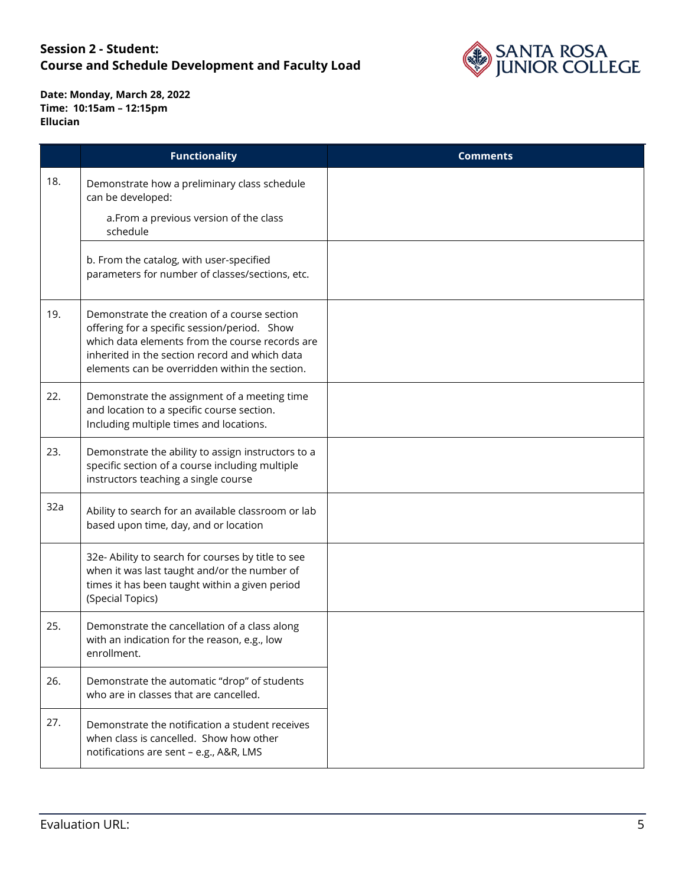**Session 2 - Student:**
**Course and Schedule Development and Faculty Load**

**Date: Monday, March 28, 2022**
**Time: 10:15am – 12:15pm**
**Ellucian**

| | Functionality | Comments |
|---|---|---|
| 18. | Demonstrate how a preliminary class schedule can be developed:<br><br>a. From a previous version of the class schedule | |
| | b. From the catalog, with user-specified parameters for number of classes/sections, etc. | |
| 19. | Demonstrate the creation of a course section offering for a specific session/period. Show which data elements from the course records are inherited in the section record and which data elements can be overridden within the section. | |
| 22. | Demonstrate the assignment of a meeting time and location to a specific course section. Including multiple times and locations. | |
| 23. | Demonstrate the ability to assign instructors to a specific section of a course including multiple instructors teaching a single course | |
| 32a | Ability to search for an available classroom or lab based upon time, day, and or location | |
| | 32e- Ability to search for courses by title to see when it was last taught and/or the number of times it has been taught within a given period (Special Topics) | |
| 25. | Demonstrate the cancellation of a class along with an indication for the reason, e.g., low enrollment. | |
| 26. | Demonstrate the automatic "drop" of students who are in classes that are cancelled. | |
| 27. | Demonstrate the notification a student receives when class is cancelled. Show how other notifications are sent – e.g., A&R, LMS | |

Evaluation URL: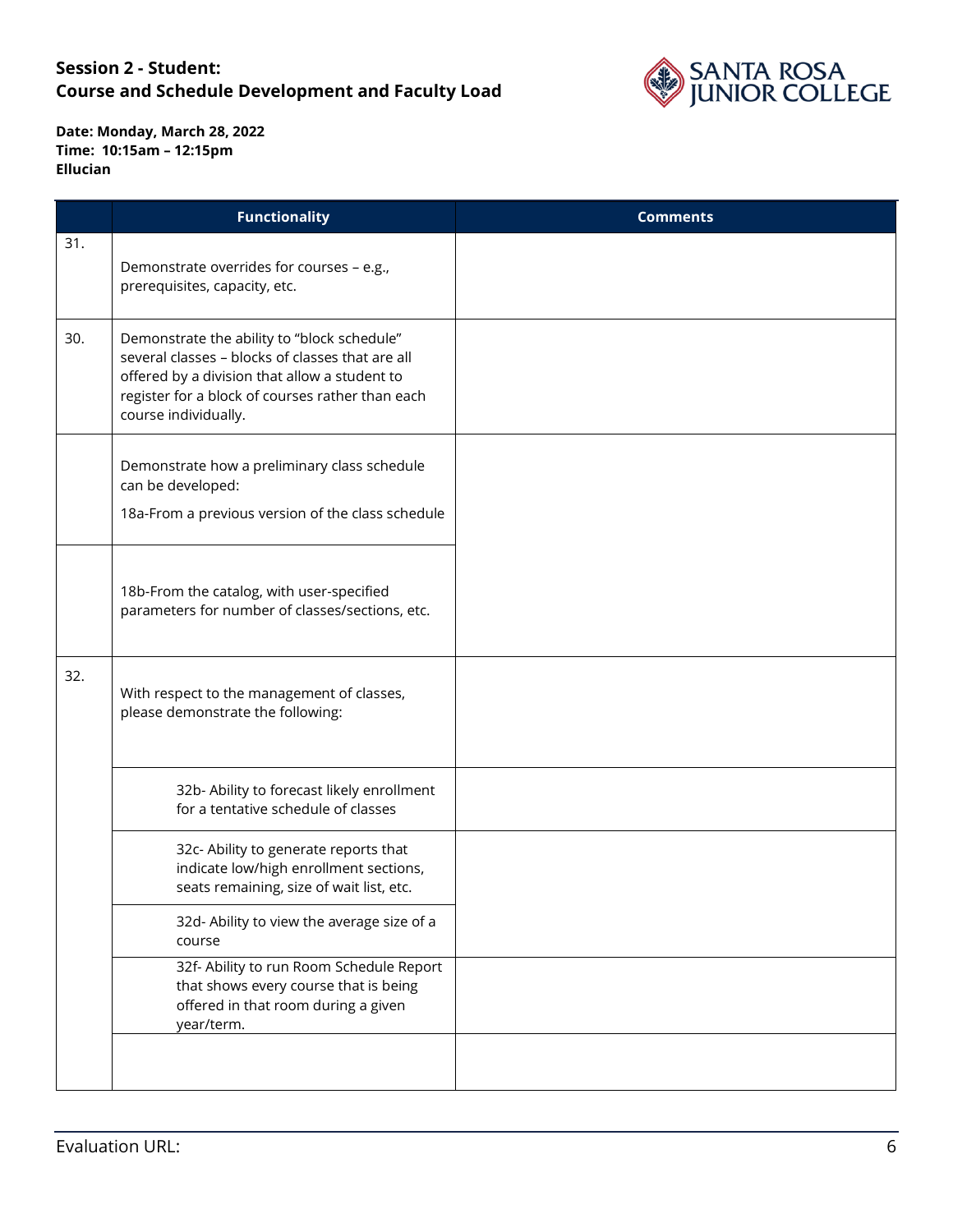**Session 2 - Student:**
**Course and Schedule Development and Faculty Load**

**Date: Monday, March 28, 2022**
**Time: 10:15am – 12:15pm**
**Ellucian**

| | Functionality | Comments |
|---|---|---|
| 31. | Demonstrate overrides for courses – e.g., prerequisites, capacity, etc. | |
| 30. | Demonstrate the ability to "block schedule" several classes – blocks of classes that are all offered by a division that allow a student to register for a block of courses rather than each course individually. | |
| | Demonstrate how a preliminary class schedule can be developed:<br>18a-From a previous version of the class schedule | |
| | 18b-From the catalog, with user-specified parameters for number of classes/sections, etc. | |
| 32. | With respect to the management of classes, please demonstrate the following: | |
| | 32b- Ability to forecast likely enrollment for a tentative schedule of classes | |
| | 32c- Ability to generate reports that indicate low/high enrollment sections, seats remaining, size of wait list, etc. | |
| | 32d- Ability to view the average size of a course | |
| | 32f- Ability to run Room Schedule Report that shows every course that is being offered in that room during a given year/term. | |
| | | |

Evaluation URL: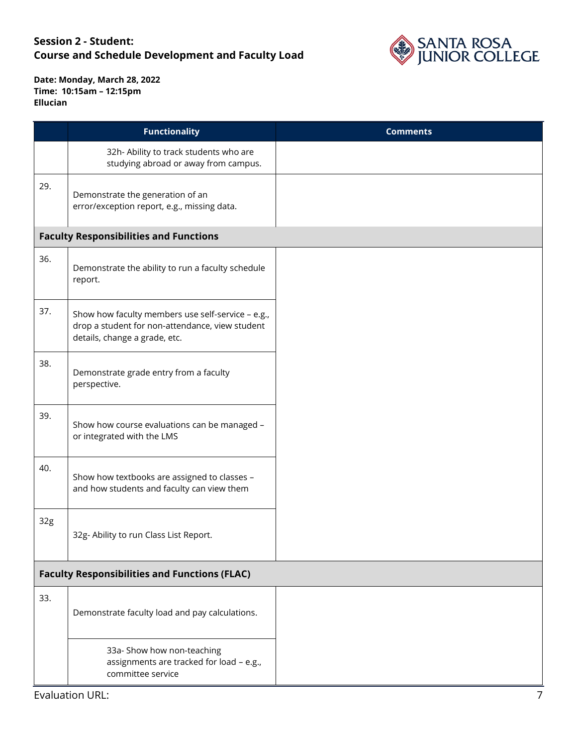## Session 2 - Student: Course and Schedule Development and Faculty Load

**Date: Monday, March 28, 2022**
**Time: 10:15am – 12:15pm**
**Ellucian**

| | Functionality | Comments |
|---|---|---|
| | 32h- Ability to track students who are studying abroad or away from campus. | |
| 29. | Demonstrate the generation of an error/exception report, e.g., missing data. | |
| **Faculty Responsibilities and Functions** | | |
| 36. | Demonstrate the ability to run a faculty schedule report. | |
| 37. | Show how faculty members use self-service – e.g., drop a student for non-attendance, view student details, change a grade, etc. | |
| 38. | Demonstrate grade entry from a faculty perspective. | |
| 39. | Show how course evaluations can be managed – or integrated with the LMS | |
| 40. | Show how textbooks are assigned to classes – and how students and faculty can view them | |
| 32g | 32g- Ability to run Class List Report. | |
| **Faculty Responsibilities and Functions (FLAC)** | | |
| 33. | Demonstrate faculty load and pay calculations. | |
| | 33a- Show how non-teaching assignments are tracked for load – e.g., committee service | |

Evaluation URL: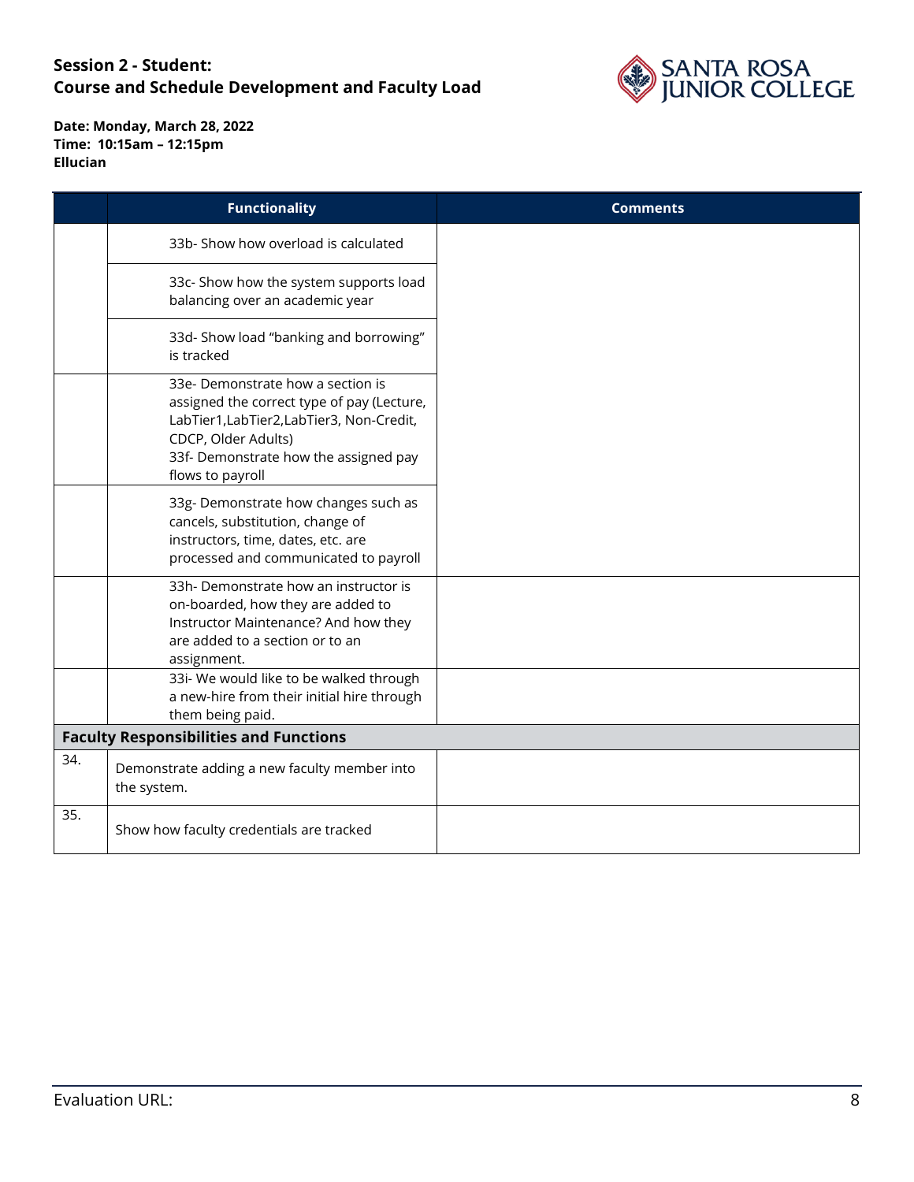**Session 2 - Student:**
**Course and Schedule Development and Faculty Load**

**Date: Monday, March 28, 2022**
**Time: 10:15am – 12:15pm**
**Ellucian**

| | Functionality | Comments |
|---|---|---|
| | 33b- Show how overload is calculated | |
| | 33c- Show how the system supports load balancing over an academic year | |
| | 33d- Show load "banking and borrowing" is tracked | |
| | 33e- Demonstrate how a section is assigned the correct type of pay (Lecture, LabTier1,LabTier2,LabTier3, Non-Credit, CDCP, Older Adults)<br>33f- Demonstrate how the assigned pay flows to payroll | |
| | 33g- Demonstrate how changes such as cancels, substitution, change of instructors, time, dates, etc. are processed and communicated to payroll | |
| | 33h- Demonstrate how an instructor is on-boarded, how they are added to Instructor Maintenance? And how they are added to a section or to an assignment. | |
| | 33i- We would like to be walked through a new-hire from their initial hire through them being paid. | |
| **Faculty Responsibilities and Functions** | | |
| 34. | Demonstrate adding a new faculty member into the system. | |
| 35. | Show how faculty credentials are tracked | |

Evaluation URL: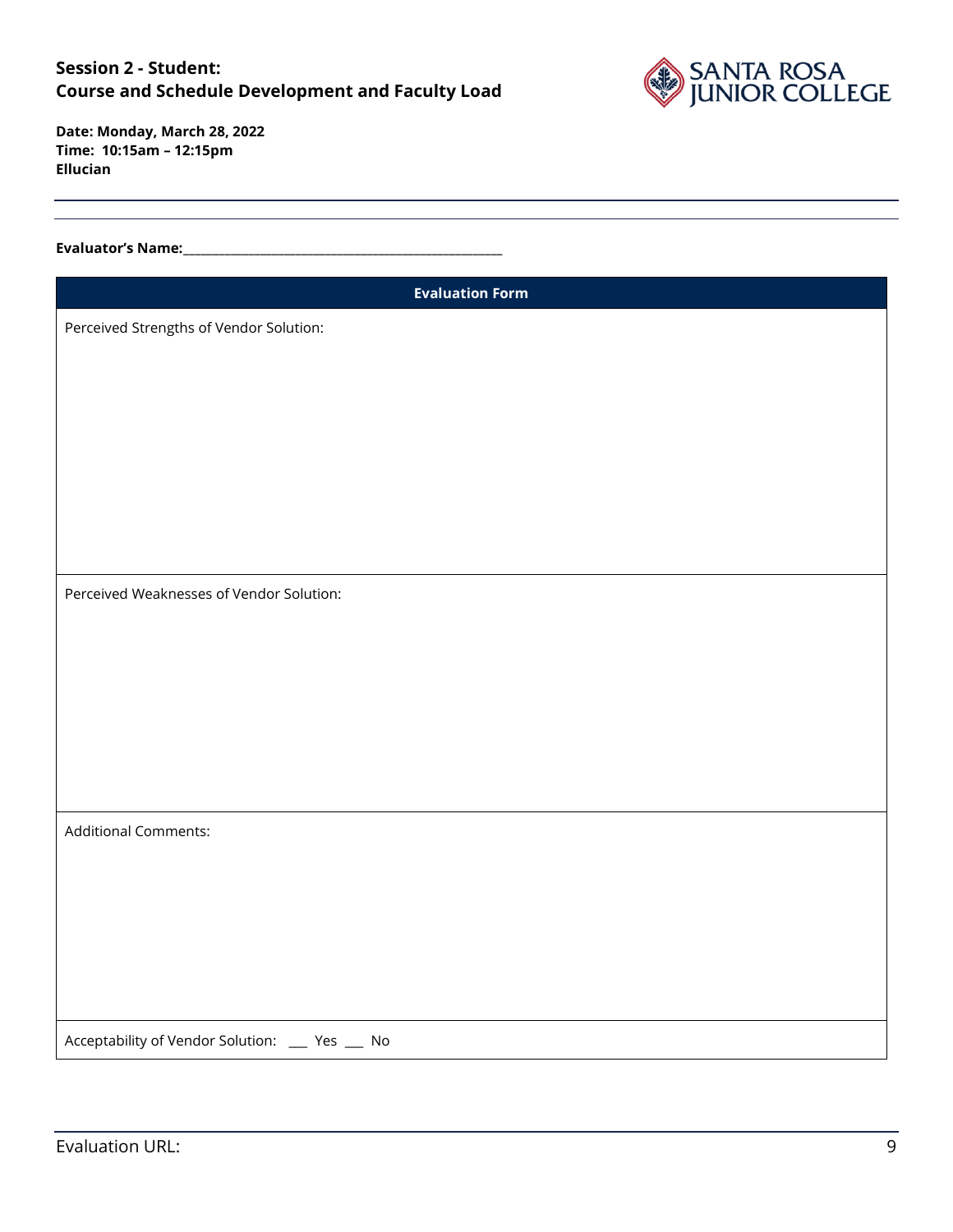**Session 2 - Student:**
**Course and Schedule Development and Faculty Load**

**Date: Monday, March 28, 2022**
**Time: 10:15am – 12:15pm**
**Ellucian**

**Evaluator's Name:**\_\_\_\_\_\_\_\_\_\_\_\_\_\_\_\_\_\_\_\_\_\_\_\_\_\_\_\_\_\_\_\_\_\_\_\_\_\_\_\_\_\_\_\_\_\_\_\_

| **Evaluation Form** |
| --- |
| Perceived Strengths of Vendor Solution: |
| Perceived Weaknesses of Vendor Solution: |
| Additional Comments: |
| Acceptability of Vendor Solution: \_\_\_ Yes \_\_\_ No |

Evaluation URL: